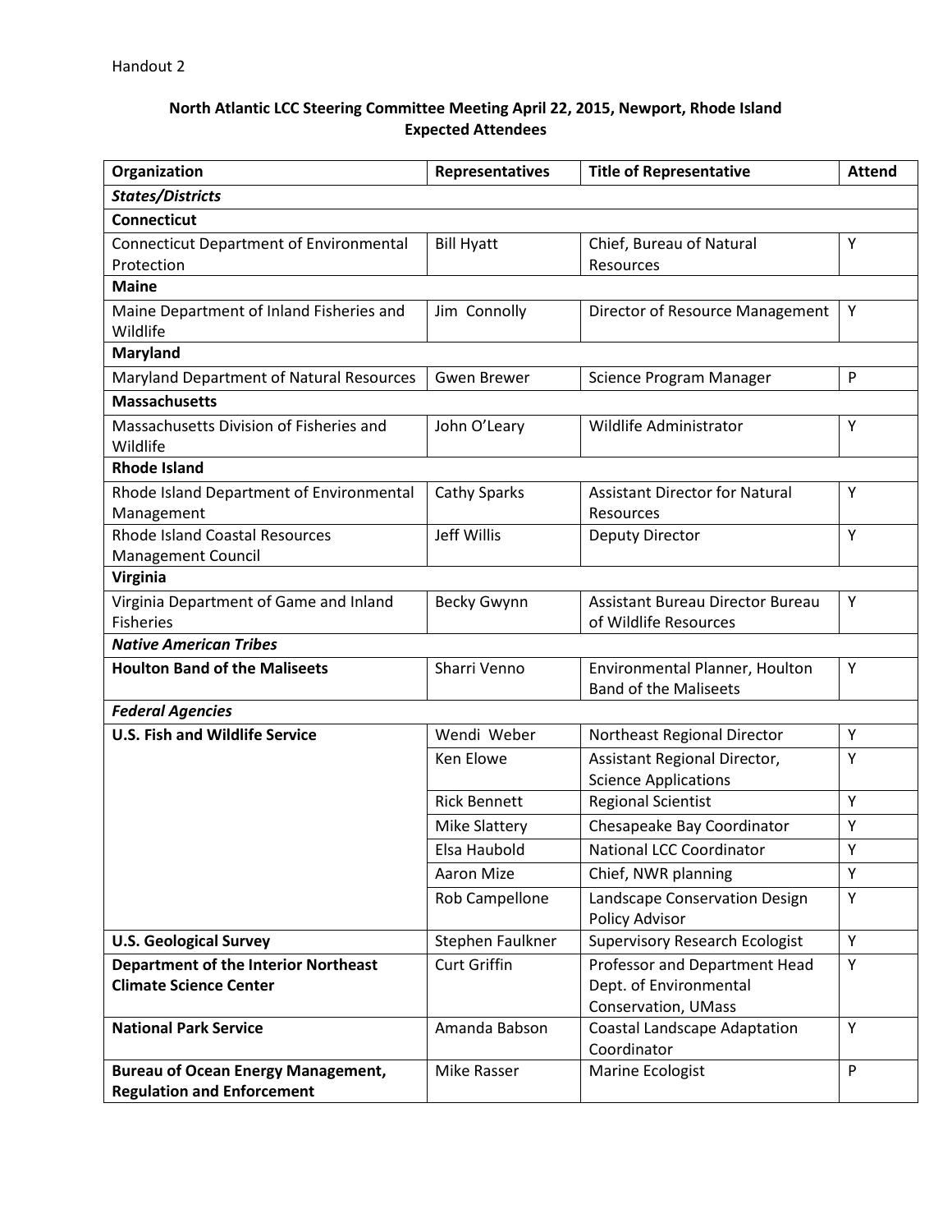Handout 2

**North Atlantic LCC Steering Committee Meeting April 22, 2015, Newport, Rhode Island**
**Expected Attendees**

| Organization | Representatives | Title of Representative | Attend |
|---|---|---|---|
| ***States/Districts*** | | | |
| **Connecticut** | | | |
| Connecticut Department of Environmental Protection | Bill Hyatt | Chief, Bureau of Natural Resources | Y |
| **Maine** | | | |
| Maine Department of Inland Fisheries and Wildlife | Jim Connolly | Director of Resource Management | Y |
| **Maryland** | | | |
| Maryland Department of Natural Resources | Gwen Brewer | Science Program Manager | P |
| **Massachusetts** | | | |
| Massachusetts Division of Fisheries and Wildlife | John O'Leary | Wildlife Administrator | Y |
| **Rhode Island** | | | |
| Rhode Island Department of Environmental Management | Cathy Sparks | Assistant Director for Natural Resources | Y |
| Rhode Island Coastal Resources Management Council | Jeff Willis | Deputy Director | Y |
| **Virginia** | | | |
| Virginia Department of Game and Inland Fisheries | Becky Gwynn | Assistant Bureau Director Bureau of Wildlife Resources | Y |
| ***Native American Tribes*** | | | |
| **Houlton Band of the Maliseets** | Sharri Venno | Environmental Planner, Houlton Band of the Maliseets | Y |
| ***Federal Agencies*** | | | |
| **U.S. Fish and Wildlife Service** | Wendi Weber | Northeast Regional Director | Y |
| | Ken Elowe | Assistant Regional Director, Science Applications | Y |
| | Rick Bennett | Regional Scientist | Y |
| | Mike Slattery | Chesapeake Bay Coordinator | Y |
| | Elsa Haubold | National LCC Coordinator | Y |
| | Aaron Mize | Chief, NWR planning | Y |
| | Rob Campellone | Landscape Conservation Design Policy Advisor | Y |
| **U.S. Geological Survey** | Stephen Faulkner | Supervisory Research Ecologist | Y |
| **Department of the Interior Northeast Climate Science Center** | Curt Griffin | Professor and Department Head Dept. of Environmental Conservation, UMass | Y |
| **National Park Service** | Amanda Babson | Coastal Landscape Adaptation Coordinator | Y |
| **Bureau of Ocean Energy Management, Regulation and Enforcement** | Mike Rasser | Marine Ecologist | P |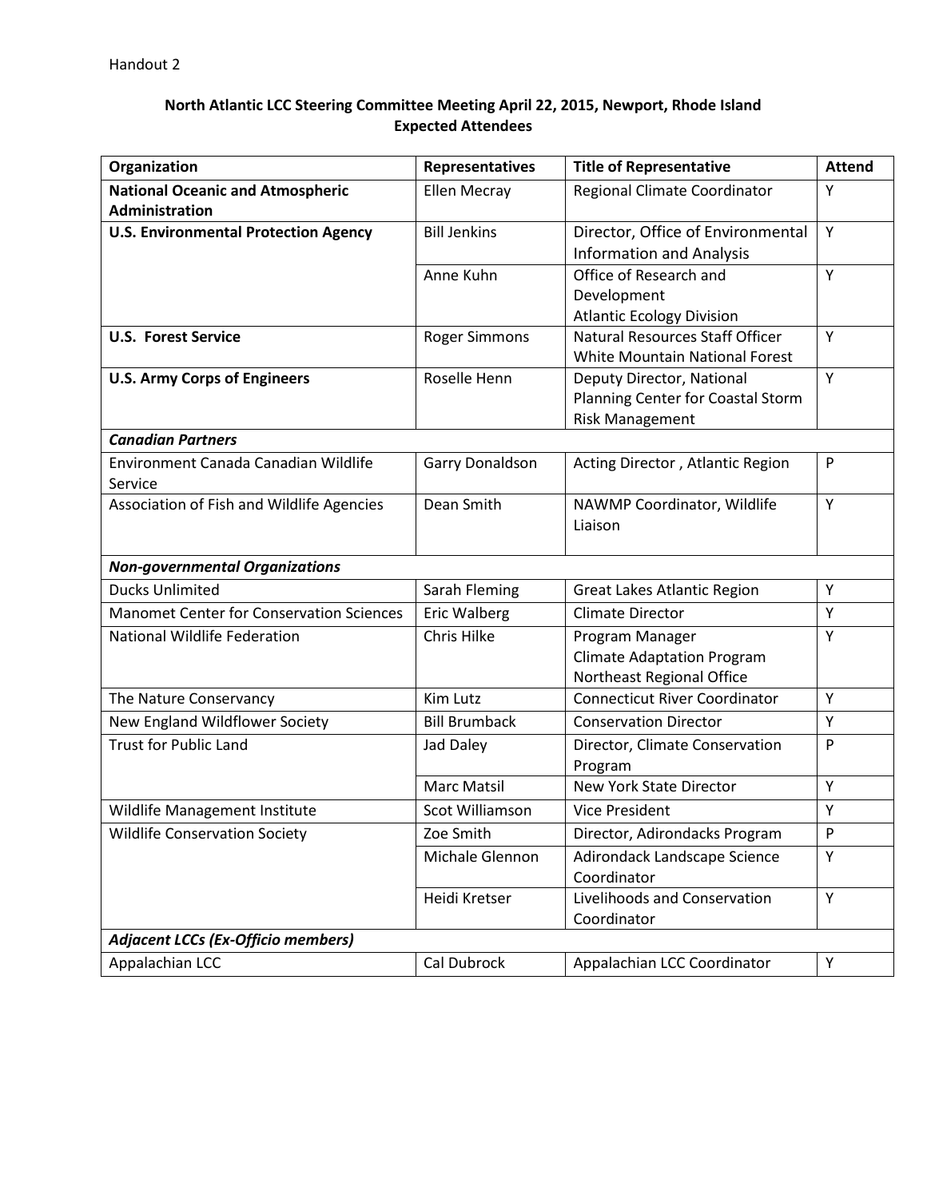Handout 2

**North Atlantic LCC Steering Committee Meeting April 22, 2015, Newport, Rhode Island**
**Expected Attendees**

| Organization | Representatives | Title of Representative | Attend |
|---|---|---|---|
| **National Oceanic and Atmospheric Administration** | Ellen Mecray | Regional Climate Coordinator | Y |
| **U.S. Environmental Protection Agency** | Bill Jenkins | Director, Office of Environmental Information and Analysis | Y |
| | Anne Kuhn | Office of Research and Development Atlantic Ecology Division | Y |
| **U.S. Forest Service** | Roger Simmons | Natural Resources Staff Officer White Mountain National Forest | Y |
| **U.S. Army Corps of Engineers** | Roselle Henn | Deputy Director, National Planning Center for Coastal Storm Risk Management | Y |
| ***Canadian Partners*** | | | |
| Environment Canada Canadian Wildlife Service | Garry Donaldson | Acting Director , Atlantic Region | P |
| Association of Fish and Wildlife Agencies | Dean Smith | NAWMP Coordinator, Wildlife Liaison | Y |
| ***Non-governmental Organizations*** | | | |
| Ducks Unlimited | Sarah Fleming | Great Lakes Atlantic Region | Y |
| Manomet Center for Conservation Sciences | Eric Walberg | Climate Director | Y |
| National Wildlife Federation | Chris Hilke | Program Manager Climate Adaptation Program Northeast Regional Office | Y |
| The Nature Conservancy | Kim Lutz | Connecticut River Coordinator | Y |
| New England Wildflower Society | Bill Brumback | Conservation Director | Y |
| Trust for Public Land | Jad Daley | Director, Climate Conservation Program | P |
| | Marc Matsil | New York State Director | Y |
| Wildlife Management Institute | Scot Williamson | Vice President | Y |
| Wildlife Conservation Society | Zoe Smith | Director, Adirondacks Program | P |
| | Michale Glennon | Adirondack Landscape Science Coordinator | Y |
| | Heidi Kretser | Livelihoods and Conservation Coordinator | Y |
| ***Adjacent LCCs (Ex-Officio members)*** | | | |
| Appalachian LCC | Cal Dubrock | Appalachian LCC Coordinator | Y |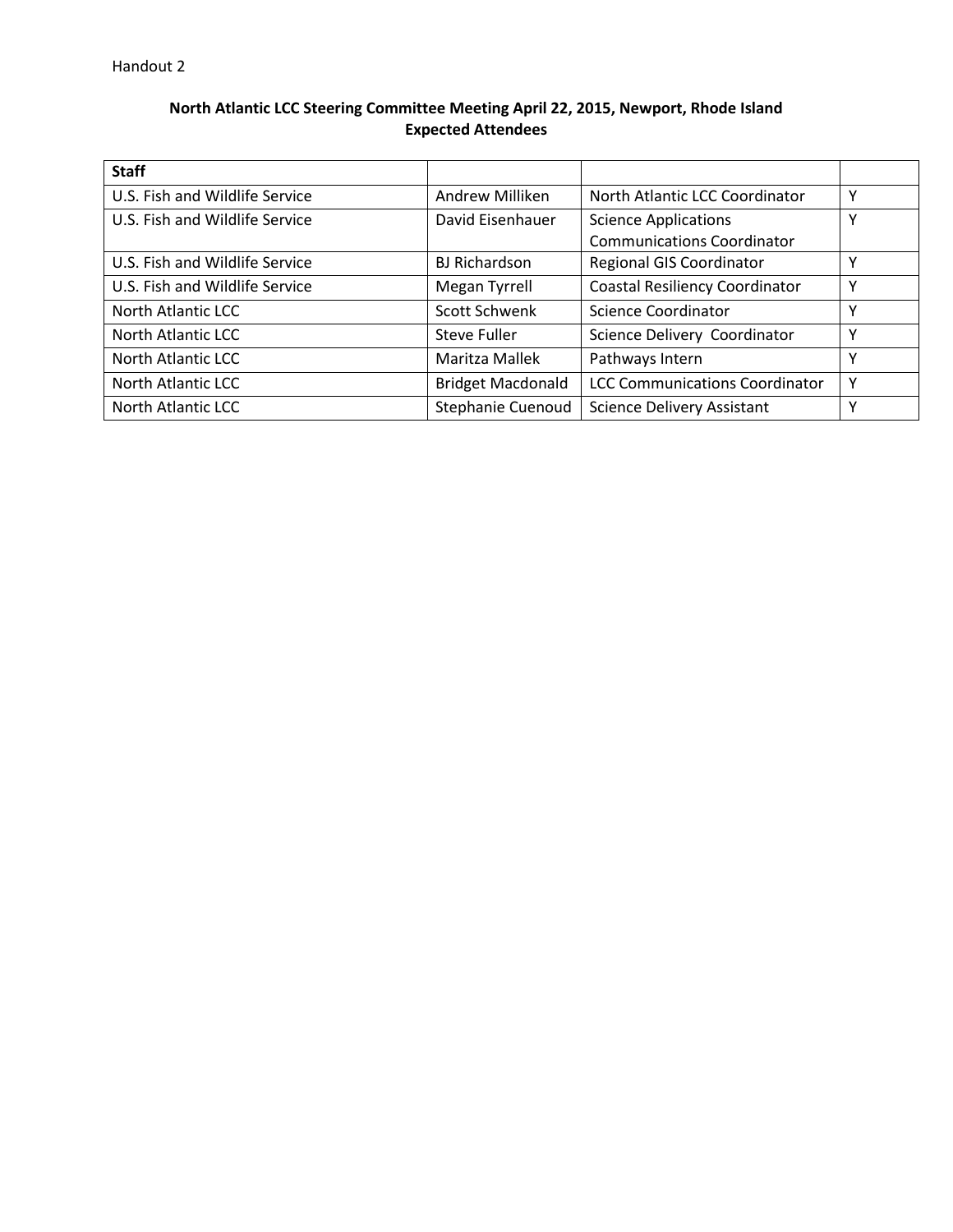Handout 2

**North Atlantic LCC Steering Committee Meeting April 22, 2015, Newport, Rhode Island**
**Expected Attendees**

| **Staff** | | | |
|---|---|---|---|
| U.S. Fish and Wildlife Service | Andrew Milliken | North Atlantic LCC Coordinator | Y |
| U.S. Fish and Wildlife Service | David Eisenhauer | Science Applications Communications Coordinator | Y |
| U.S. Fish and Wildlife Service | BJ Richardson | Regional GIS Coordinator | Y |
| U.S. Fish and Wildlife Service | Megan Tyrrell | Coastal Resiliency Coordinator | Y |
| North Atlantic LCC | Scott Schwenk | Science Coordinator | Y |
| North Atlantic LCC | Steve Fuller | Science Delivery Coordinator | Y |
| North Atlantic LCC | Maritza Mallek | Pathways Intern | Y |
| North Atlantic LCC | Bridget Macdonald | LCC Communications Coordinator | Y |
| North Atlantic LCC | Stephanie Cuenoud | Science Delivery Assistant | Y |